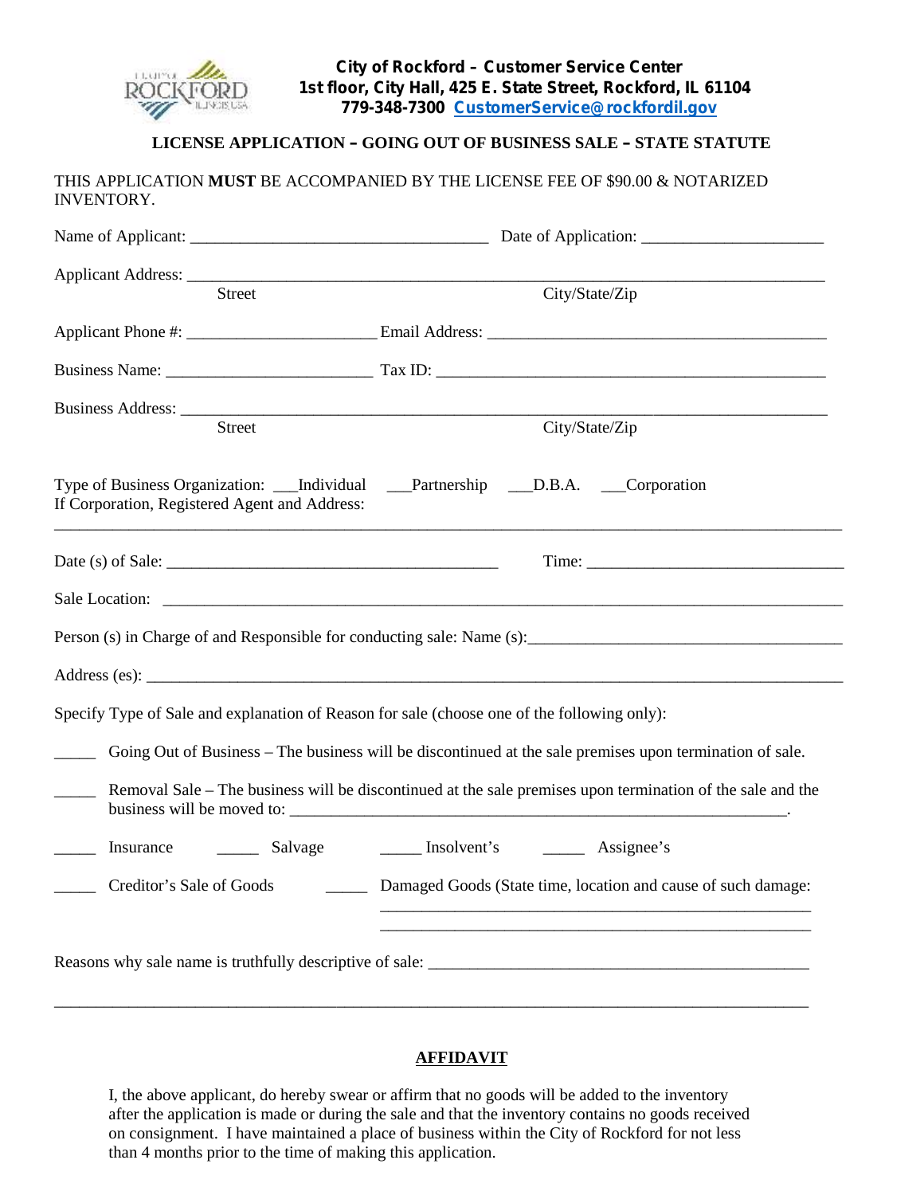**City of Rockford – Customer Service Center**
**1st floor, City Hall, 425 E. State Street, Rockford, IL 61104**
**779-348-7300 CustomerService@rockfordil.gov**

## LICENSE APPLICATION – GOING OUT OF BUSINESS SALE – STATE STATUTE

THIS APPLICATION **MUST** BE ACCOMPANIED BY THE LICENSE FEE OF $90.00 & NOTARIZED INVENTORY.

Name of Applicant: ___________________________________ Date of Application: ______________________

Applicant Address: ______________________________________________________________________________
Street City/State/Zip

Applicant Phone #: _______________________ Email Address: _________________________________________

Business Name: _________________________ Tax ID: _______________________________________________

Business Address: _______________________________________________________________________________
Street City/State/Zip

Type of Business Organization: ___Individual ___Partnership ___D.B.A. ___Corporation
If Corporation, Registered Agent and Address:
_________________________________________________________________________________________________

Date (s) of Sale: ________________________________________ Time: ______________________________

Sale Location: _________________________________________________________________________________

Person (s) in Charge of and Responsible for conducting sale: Name (s):______________________________________

Address (es): ___________________________________________________________________________________

Specify Type of Sale and explanation of Reason for sale (choose one of the following only):

_____ Going Out of Business – The business will be discontinued at the sale premises upon termination of sale.

_____ Removal Sale – The business will be discontinued at the sale premises upon termination of the sale and the business will be moved to: _____________________________________________________________.

_____ Insurance _____ Salvage _____ Insolvent's _____ Assignee's

_____ Creditor's Sale of Goods _____ Damaged Goods (State time, location and cause of such damage:
_____________________________________________________
_____________________________________________________

Reasons why sale name is truthfully descriptive of sale: _______________________________________________

_________________________________________________________________________________________________

## AFFIDAVIT

I, the above applicant, do hereby swear or affirm that no goods will be added to the inventory after the application is made or during the sale and that the inventory contains no goods received on consignment. I have maintained a place of business within the City of Rockford for not less than 4 months prior to the time of making this application.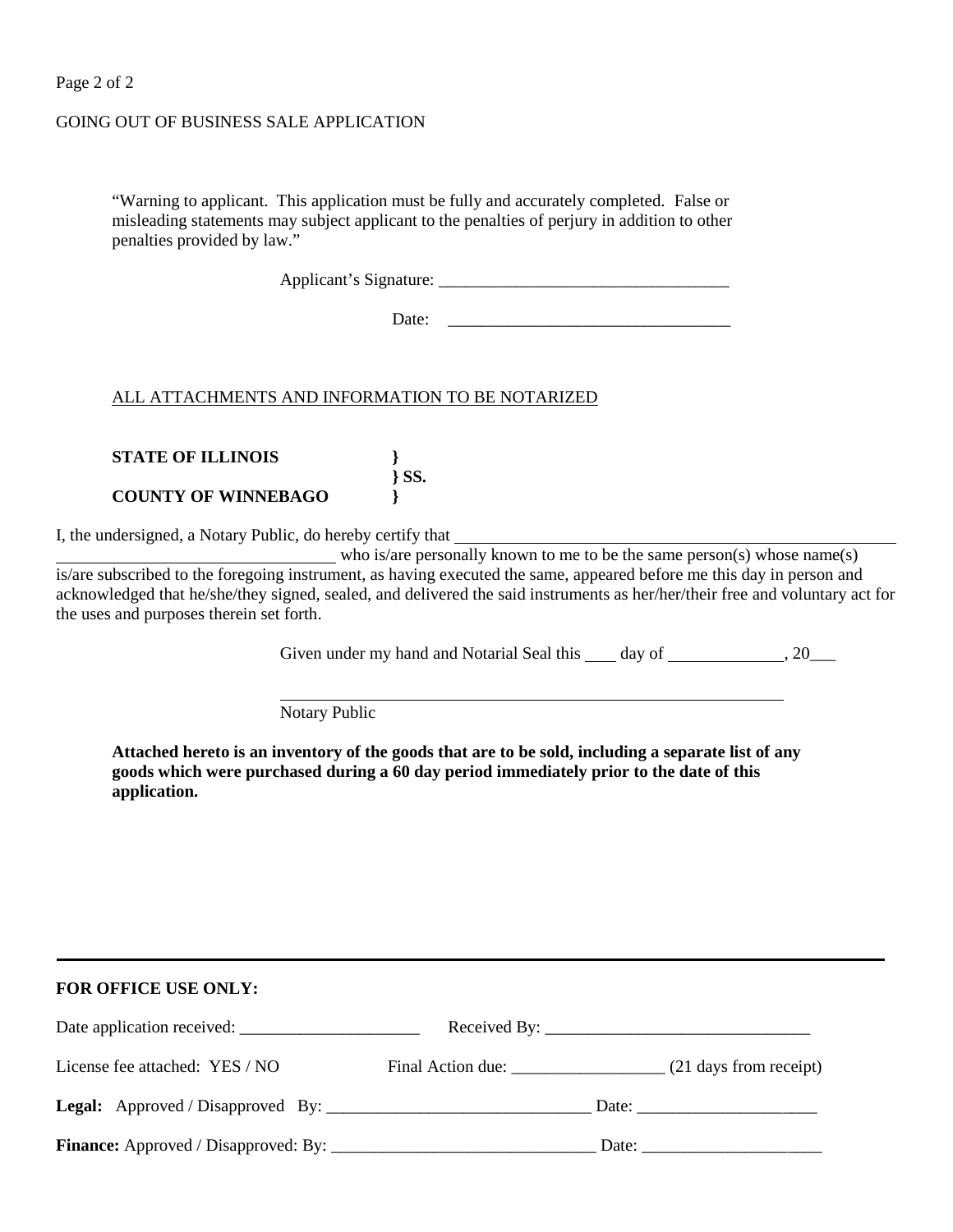GOING OUT OF BUSINESS SALE APPLICATION

"Warning to applicant. This application must be fully and accurately completed. False or misleading statements may subject applicant to the penalties of perjury in addition to other penalties provided by law."

Applicant's Signature: ___________________________________

Date: ___________________________________

ALL ATTACHMENTS AND INFORMATION TO BE NOTARIZED

**STATE OF ILLINOIS** }
} **SS.**
**COUNTY OF WINNEBAGO** }

I, the undersigned, a Notary Public, do hereby certify that ___________________________________________________ ________________________________ who is/are personally known to me to be the same person(s) whose name(s) is/are subscribed to the foregoing instrument, as having executed the same, appeared before me this day in person and acknowledged that he/she/they signed, sealed, and delivered the said instruments as her/her/their free and voluntary act for the uses and purposes therein set forth.

Given under my hand and Notarial Seal this ____ day of ______________, 20___

_____________________________________________
Notary Public

**Attached hereto is an inventory of the goods that are to be sold, including a separate list of any goods which were purchased during a 60 day period immediately prior to the date of this application.**

---

**FOR OFFICE USE ONLY:**

Date application received: _____________________ Received By: _______________________________

License fee attached: YES / NO Final Action due: __________________ (21 days from receipt)

**Legal:** Approved / Disapproved By: ______________________________ Date: _____________________

**Finance:** Approved / Disapproved: By: _______________________________ Date: _____________________